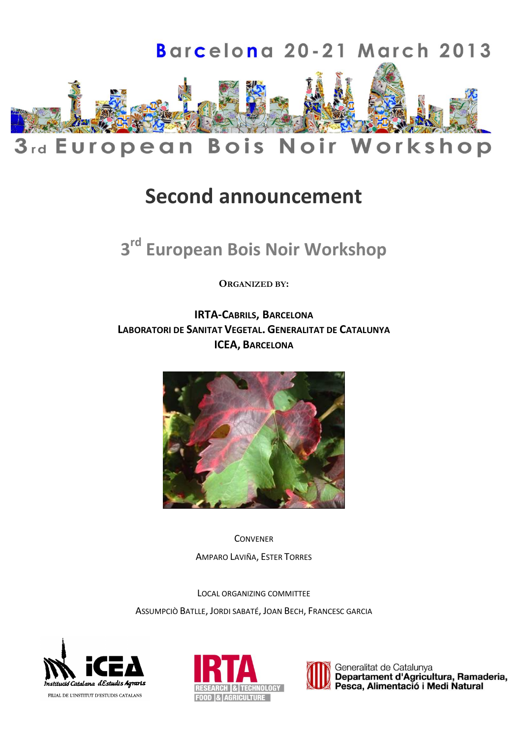Barcelona 20-21 March 2013

3rd European Bois Noir Workshop

# Second announcement

## 3rd European Bois Noir Workshop

**ORGANIZED BY:**

**IRTA-CABRILS, BARCELONA**
**LABORATORI DE SANITAT VEGETAL. GENERALITAT DE CATALUNYA**
**ICEA, BARCELONA**

CONVENER

AMPARO LAVIÑA, ESTER TORRES

LOCAL ORGANIZING COMMITTEE

ASSUMPCIÒ BATLLE, JORDI SABATÉ, JOAN BECH, FRANCESC GARCIA

ICEA Institució Catalana d'Estudis Agraris — FILIAL DE L'INSTITUT D'ESTUDIS CATALANS

IRTA RESEARCH & TECHNOLOGY FOOD & AGRICULTURE

Generalitat de Catalunya
**Departament d'Agricultura, Ramaderia, Pesca, Alimentació i Medi Natural**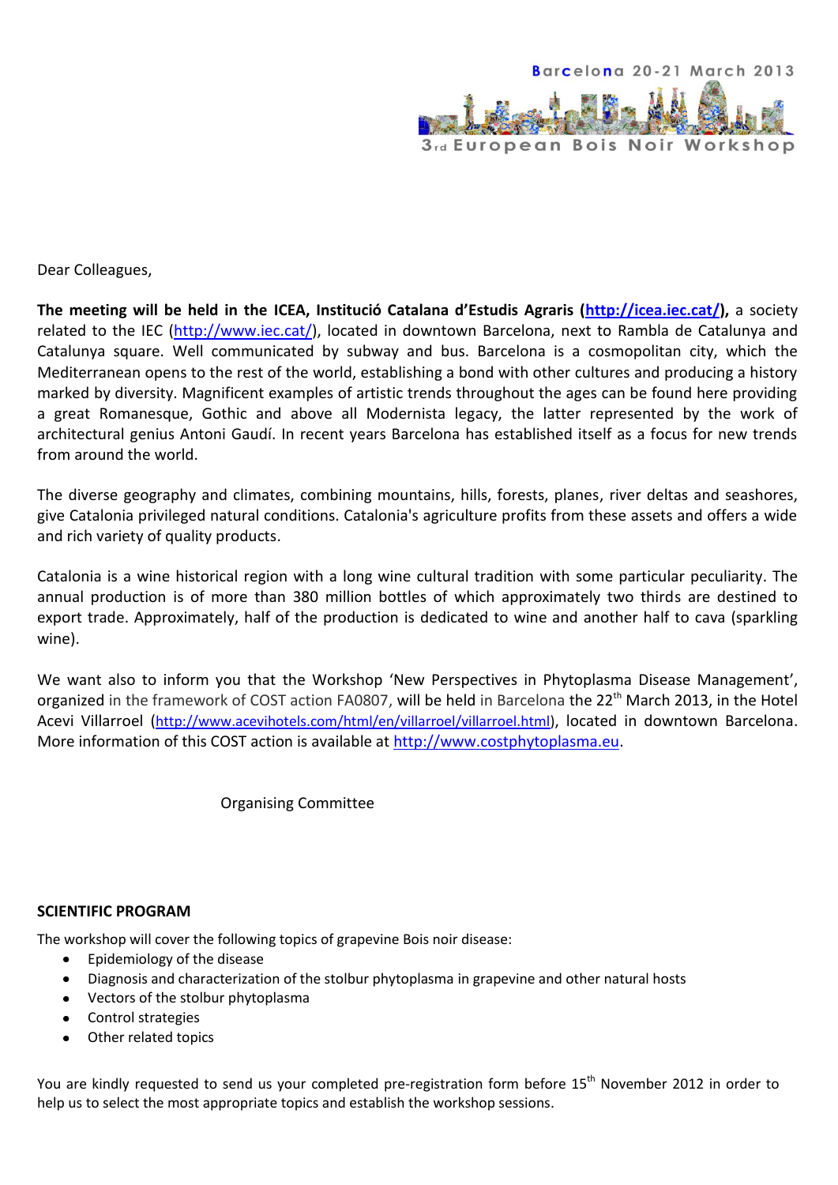Barcelona 20-21 March 2013

3rd European Bois Noir Workshop

Dear Colleagues,

**The meeting will be held in the ICEA, Institució Catalana d'Estudis Agraris (http://icea.iec.cat/),** a society related to the IEC (http://www.iec.cat/), located in downtown Barcelona, next to Rambla de Catalunya and Catalunya square. Well communicated by subway and bus. Barcelona is a cosmopolitan city, which the Mediterranean opens to the rest of the world, establishing a bond with other cultures and producing a history marked by diversity. Magnificent examples of artistic trends throughout the ages can be found here providing a great Romanesque, Gothic and above all Modernista legacy, the latter represented by the work of architectural genius Antoni Gaudí. In recent years Barcelona has established itself as a focus for new trends from around the world.

The diverse geography and climates, combining mountains, hills, forests, planes, river deltas and seashores, give Catalonia privileged natural conditions. Catalonia's agriculture profits from these assets and offers a wide and rich variety of quality products.

Catalonia is a wine historical region with a long wine cultural tradition with some particular peculiarity. The annual production is of more than 380 million bottles of which approximately two thirds are destined to export trade. Approximately, half of the production is dedicated to wine and another half to cava (sparkling wine).

We want also to inform you that the Workshop 'New Perspectives in Phytoplasma Disease Management', organized in the framework of COST action FA0807, will be held in Barcelona the 22th March 2013, in the Hotel Acevi Villarroel (http://www.acevihotels.com/html/en/villarroel/villarroel.html), located in downtown Barcelona. More information of this COST action is available at http://www.costphytoplasma.eu.

Organising Committee

**SCIENTIFIC PROGRAM**

The workshop will cover the following topics of grapevine Bois noir disease:

- Epidemiology of the disease
- Diagnosis and characterization of the stolbur phytoplasma in grapevine and other natural hosts
- Vectors of the stolbur phytoplasma
- Control strategies
- Other related topics

You are kindly requested to send us your completed pre-registration form before 15th November 2012 in order to help us to select the most appropriate topics and establish the workshop sessions.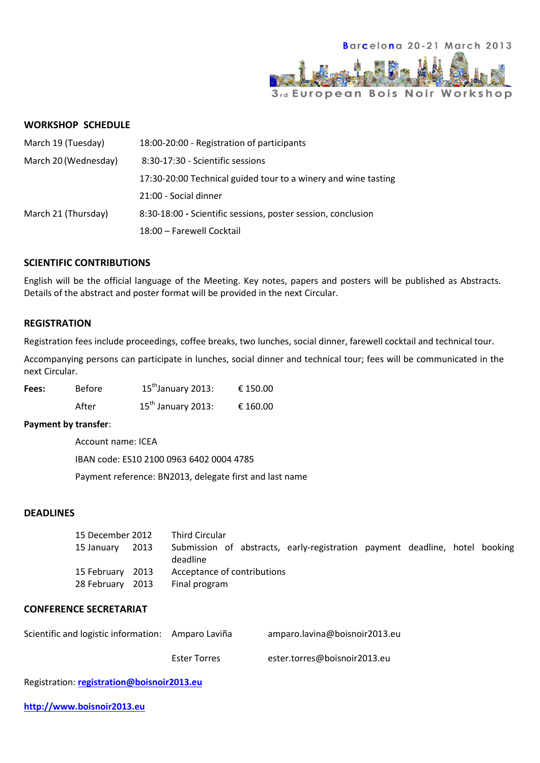Barcelona 20-21 March 2013

3rd European Bois Noir Workshop

## WORKSHOP SCHEDULE

| | |
|---|---|
| March 19 (Tuesday) | 18:00-20:00 - Registration of participants |
| March 20 (Wednesday) | 8:30-17:30 - Scientific sessions |
| | 17:30-20:00 Technical guided tour to a winery and wine tasting |
| | 21:00 - Social dinner |
| March 21 (Thursday) | 8:30-18:00 - Scientific sessions, poster session, conclusion |
| | 18:00 – Farewell Cocktail |

## SCIENTIFIC CONTRIBUTIONS

English will be the official language of the Meeting. Key notes, papers and posters will be published as Abstracts. Details of the abstract and poster format will be provided in the next Circular.

## REGISTRATION

Registration fees include proceedings, coffee breaks, two lunches, social dinner, farewell cocktail and technical tour.

Accompanying persons can participate in lunches, social dinner and technical tour; fees will be communicated in the next Circular.

| **Fees:** | Before | 15th January 2013: | € 150.00 |
|---|---|---|---|
| | After | 15th January 2013: | € 160.00 |

**Payment by transfer**:

Account name: ICEA

IBAN code: ES10 2100 0963 6402 0004 4785

Payment reference: BN2013, delegate first and last name

## DEADLINES

| | |
|---|---|
| 15 December 2012 | Third Circular |
| 15 January 2013 | Submission of abstracts, early-registration payment deadline, hotel booking deadline |
| 15 February 2013 | Acceptance of contributions |
| 28 February 2013 | Final program |

## CONFERENCE SECRETARIAT

| | | |
|---|---|---|
| Scientific and logistic information: | Amparo Laviña | amparo.lavina@boisnoir2013.eu |
| | Ester Torres | ester.torres@boisnoir2013.eu |

Registration: **registration@boisnoir2013.eu**

**http://www.boisnoir2013.eu**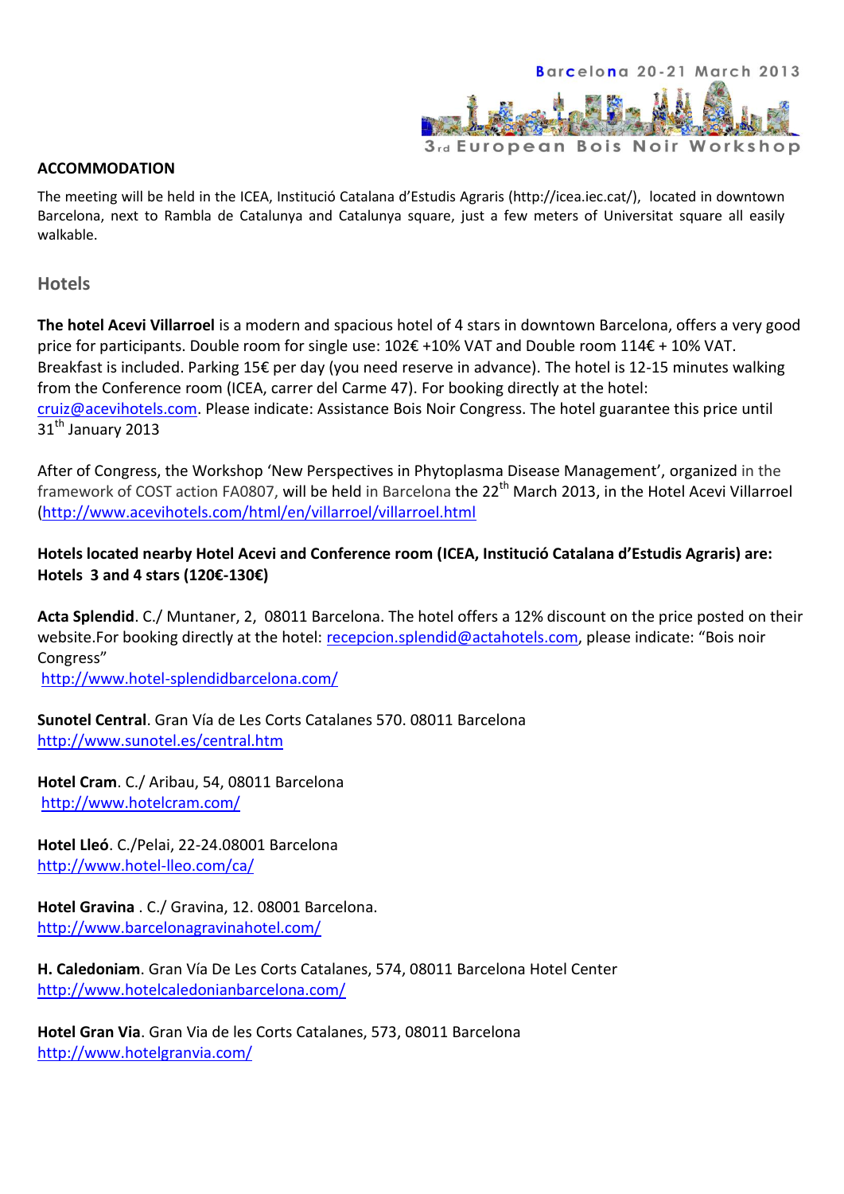## ACCOMMODATION

The meeting will be held in the ICEA, Institució Catalana d'Estudis Agraris (http://icea.iec.cat/), located in downtown Barcelona, next to Rambla de Catalunya and Catalunya square, just a few meters of Universitat square all easily walkable.

### Hotels

**The hotel Acevi Villarroel** is a modern and spacious hotel of 4 stars in downtown Barcelona, offers a very good price for participants. Double room for single use: 102€ +10% VAT and Double room 114€ + 10% VAT. Breakfast is included. Parking 15€ per day (you need reserve in advance). The hotel is 12-15 minutes walking from the Conference room (ICEA, carrer del Carme 47). For booking directly at the hotel: cruiz@acevihotels.com. Please indicate: Assistance Bois Noir Congress. The hotel guarantee this price until 31th January 2013

After of Congress, the Workshop 'New Perspectives in Phytoplasma Disease Management', organized in the framework of COST action FA0807, will be held in Barcelona the 22th March 2013, in the Hotel Acevi Villarroel (http://www.acevihotels.com/html/en/villarroel/villarroel.html

**Hotels located nearby Hotel Acevi and Conference room (ICEA, Institució Catalana d'Estudis Agraris) are: Hotels 3 and 4 stars (120€-130€)**

**Acta Splendid**. C./ Muntaner, 2, 08011 Barcelona. The hotel offers a 12% discount on the price posted on their website.For booking directly at the hotel: recepcion.splendid@actahotels.com, please indicate: "Bois noir Congress"
http://www.hotel-splendidbarcelona.com/

**Sunotel Central**. Gran Vía de Les Corts Catalanes 570. 08011 Barcelona
http://www.sunotel.es/central.htm

**Hotel Cram**. C./ Aribau, 54, 08011 Barcelona
http://www.hotelcram.com/

**Hotel Lleó**. C./Pelai, 22-24.08001 Barcelona
http://www.hotel-lleo.com/ca/

**Hotel Gravina** . C./ Gravina, 12. 08001 Barcelona.
http://www.barcelonagravinahotel.com/

**H. Caledoniam**. Gran Vía De Les Corts Catalanes, 574, 08011 Barcelona Hotel Center
http://www.hotelcaledonianbarcelona.com/

**Hotel Gran Via**. Gran Via de les Corts Catalanes, 573, 08011 Barcelona
http://www.hotelgranvia.com/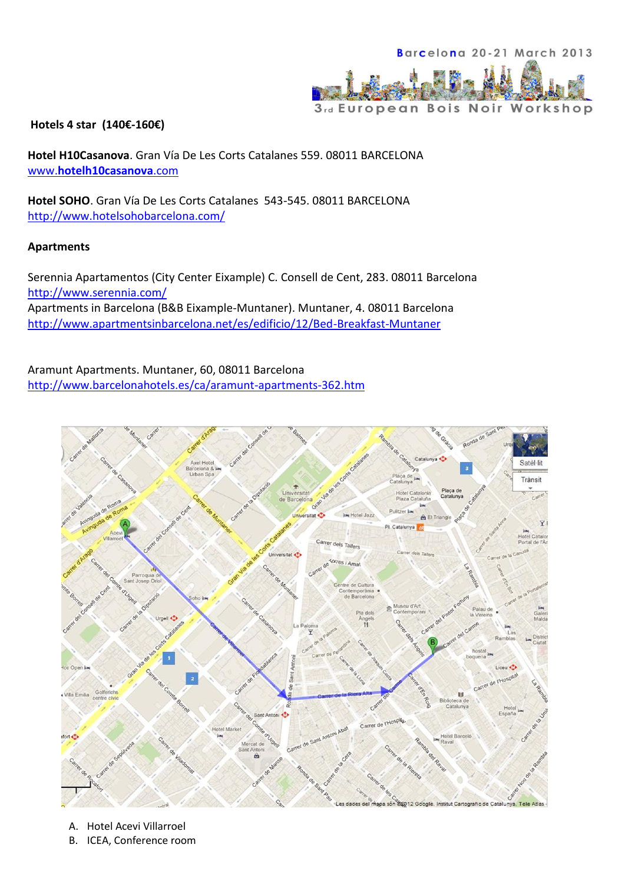**Hotels 4 star (140€-160€)**

**Hotel H10Casanova**. Gran Vía De Les Corts Catalanes 559. 08011 BARCELONA
www.**hotelh10casanova**.com

**Hotel SOHO**. Gran Vía De Les Corts Catalanes 543-545. 08011 BARCELONA
http://www.hotelsohobarcelona.com/

**Apartments**

Serennia Apartamentos (City Center Eixample) C. Consell de Cent, 283. 08011 Barcelona
http://www.serennia.com/
Apartments in Barcelona (B&B Eixample-Muntaner). Muntaner, 4. 08011 Barcelona
http://www.apartmentsinbarcelona.net/es/edificio/12/Bed-Breakfast-Muntaner

Aramunt Apartments. Muntaner, 60, 08011 Barcelona
http://www.barcelonahotels.es/ca/aramunt-apartments-362.htm

A. Hotel Acevi Villarroel
B. ICEA, Conference room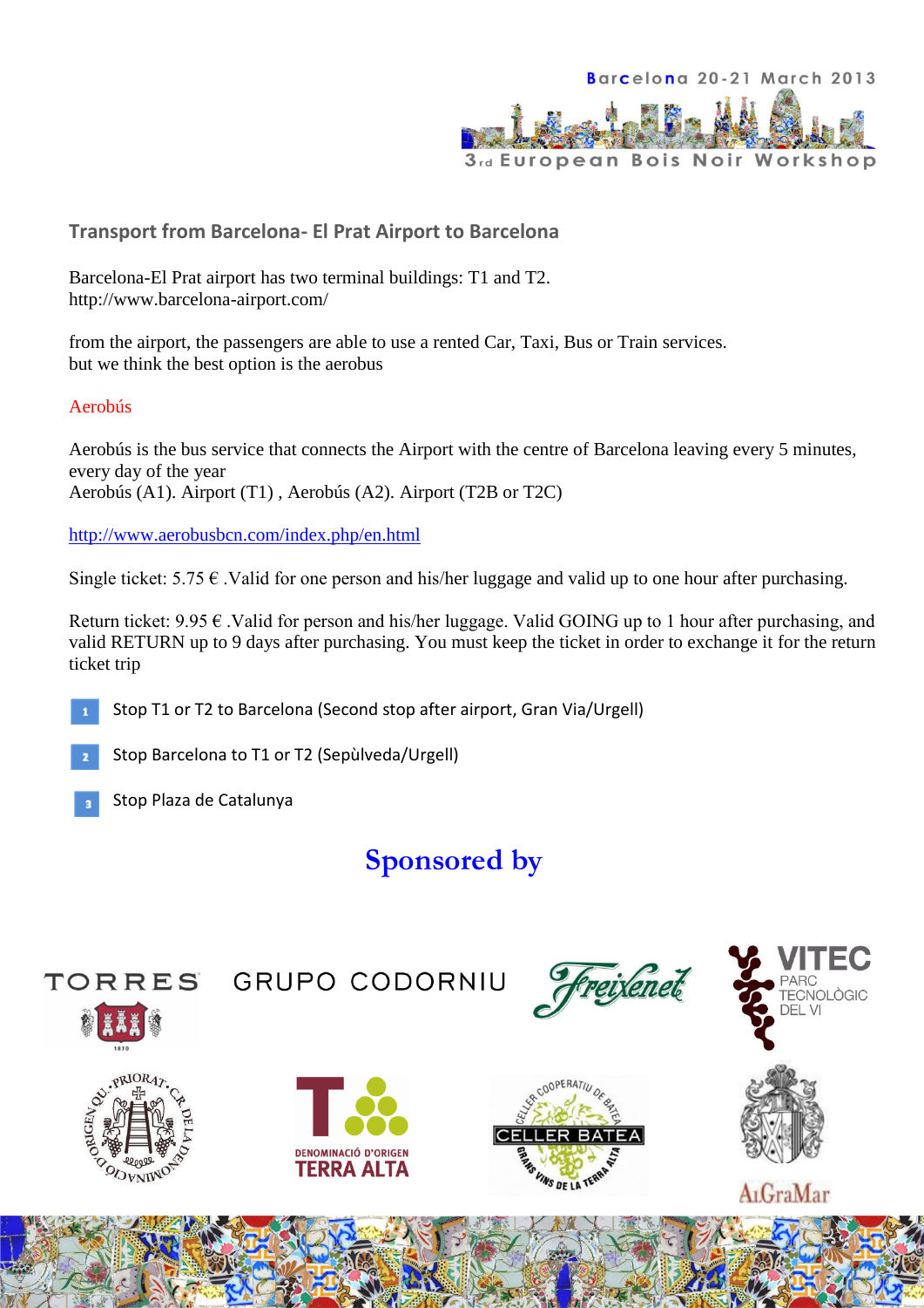## Transport from Barcelona- El Prat Airport to Barcelona

Barcelona-El Prat airport has two terminal buildings: T1 and T2.
http://www.barcelona-airport.com/

from the airport, the passengers are able to use a rented Car, Taxi, Bus or Train services.
but we think the best option is the aerobus

### Aerobús

Aerobús is the bus service that connects the Airport with the centre of Barcelona leaving every 5 minutes, every day of the year
Aerobús (A1). Airport (T1) , Aerobús (A2). Airport (T2B or T2C)

http://www.aerobusbcn.com/index.php/en.html

Single ticket: 5.75 € .Valid for one person and his/her luggage and valid up to one hour after purchasing.

Return ticket: 9.95 € .Valid for person and his/her luggage. Valid GOING up to 1 hour after purchasing, and valid RETURN up to 9 days after purchasing. You must keep the ticket in order to exchange it for the return ticket trip

1. Stop T1 or T2 to Barcelona (Second stop after airport, Gran Via/Urgell)
2. Stop Barcelona to T1 or T2 (Sepùlveda/Urgell)
3. Stop Plaza de Catalunya

## Sponsored by

TORRES
GRUPO CODORNIU
Freixenet
VITEC PARC TECNOLÒGIC DEL VI
DENOMINACIÓ D'ORIGEN TERRA ALTA
CELLER BATEA
AlGraMar